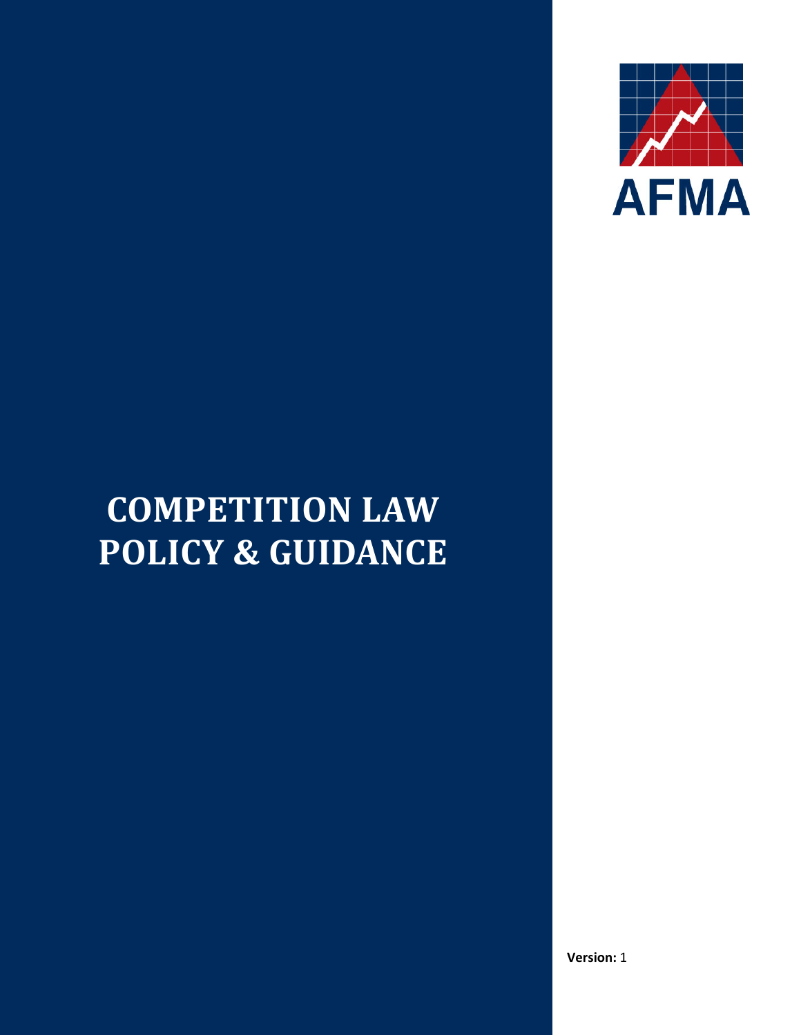AFMA

# COMPETITION LAW POLICY & GUIDANCE

**Version:** 1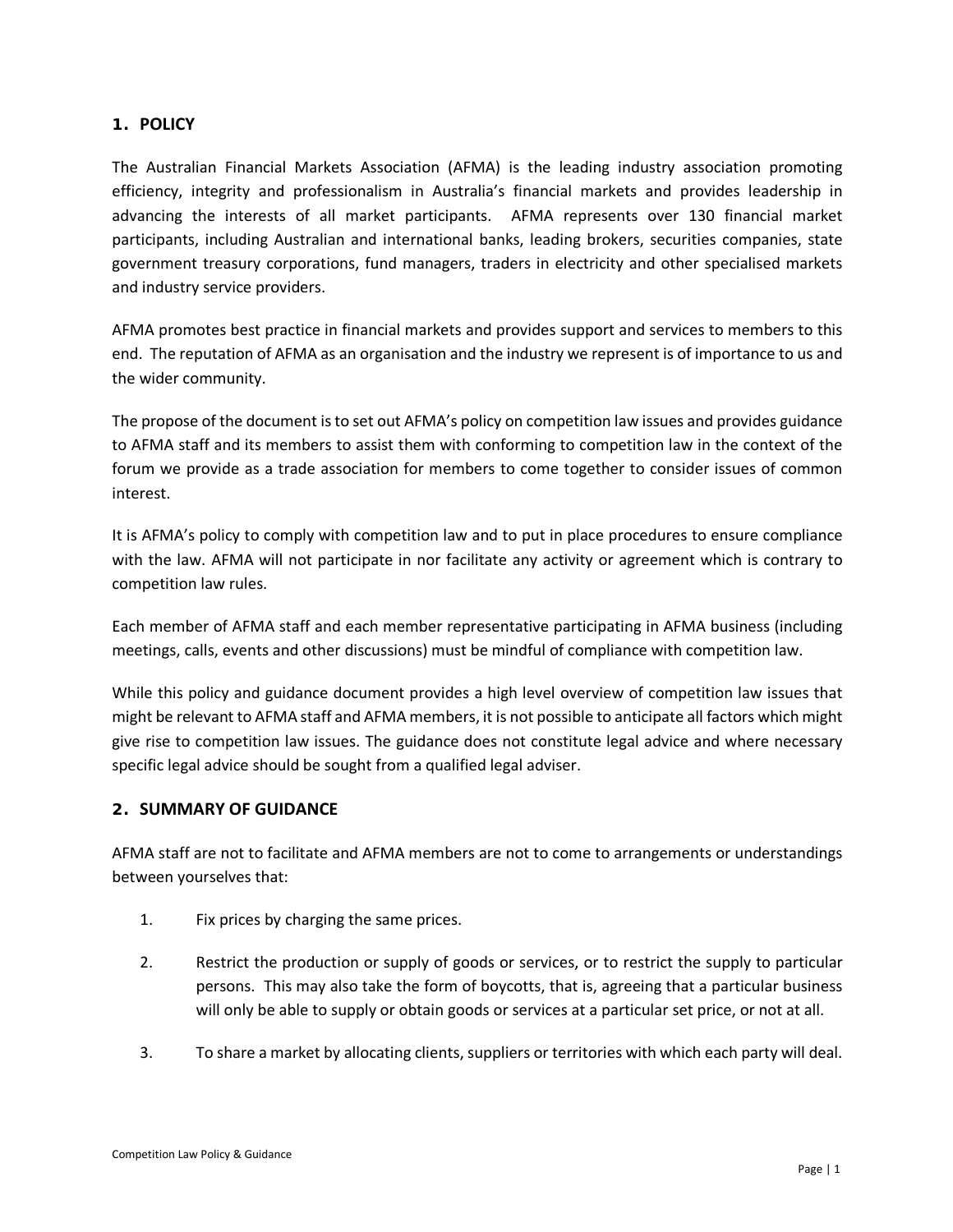## 1. POLICY

The Australian Financial Markets Association (AFMA) is the leading industry association promoting efficiency, integrity and professionalism in Australia's financial markets and provides leadership in advancing the interests of all market participants. AFMA represents over 130 financial market participants, including Australian and international banks, leading brokers, securities companies, state government treasury corporations, fund managers, traders in electricity and other specialised markets and industry service providers.

AFMA promotes best practice in financial markets and provides support and services to members to this end. The reputation of AFMA as an organisation and the industry we represent is of importance to us and the wider community.

The propose of the document is to set out AFMA's policy on competition law issues and provides guidance to AFMA staff and its members to assist them with conforming to competition law in the context of the forum we provide as a trade association for members to come together to consider issues of common interest.

It is AFMA's policy to comply with competition law and to put in place procedures to ensure compliance with the law. AFMA will not participate in nor facilitate any activity or agreement which is contrary to competition law rules.

Each member of AFMA staff and each member representative participating in AFMA business (including meetings, calls, events and other discussions) must be mindful of compliance with competition law.

While this policy and guidance document provides a high level overview of competition law issues that might be relevant to AFMA staff and AFMA members, it is not possible to anticipate all factors which might give rise to competition law issues. The guidance does not constitute legal advice and where necessary specific legal advice should be sought from a qualified legal adviser.

## 2. SUMMARY OF GUIDANCE

AFMA staff are not to facilitate and AFMA members are not to come to arrangements or understandings between yourselves that:

1. Fix prices by charging the same prices.
2. Restrict the production or supply of goods or services, or to restrict the supply to particular persons. This may also take the form of boycotts, that is, agreeing that a particular business will only be able to supply or obtain goods or services at a particular set price, or not at all.
3. To share a market by allocating clients, suppliers or territories with which each party will deal.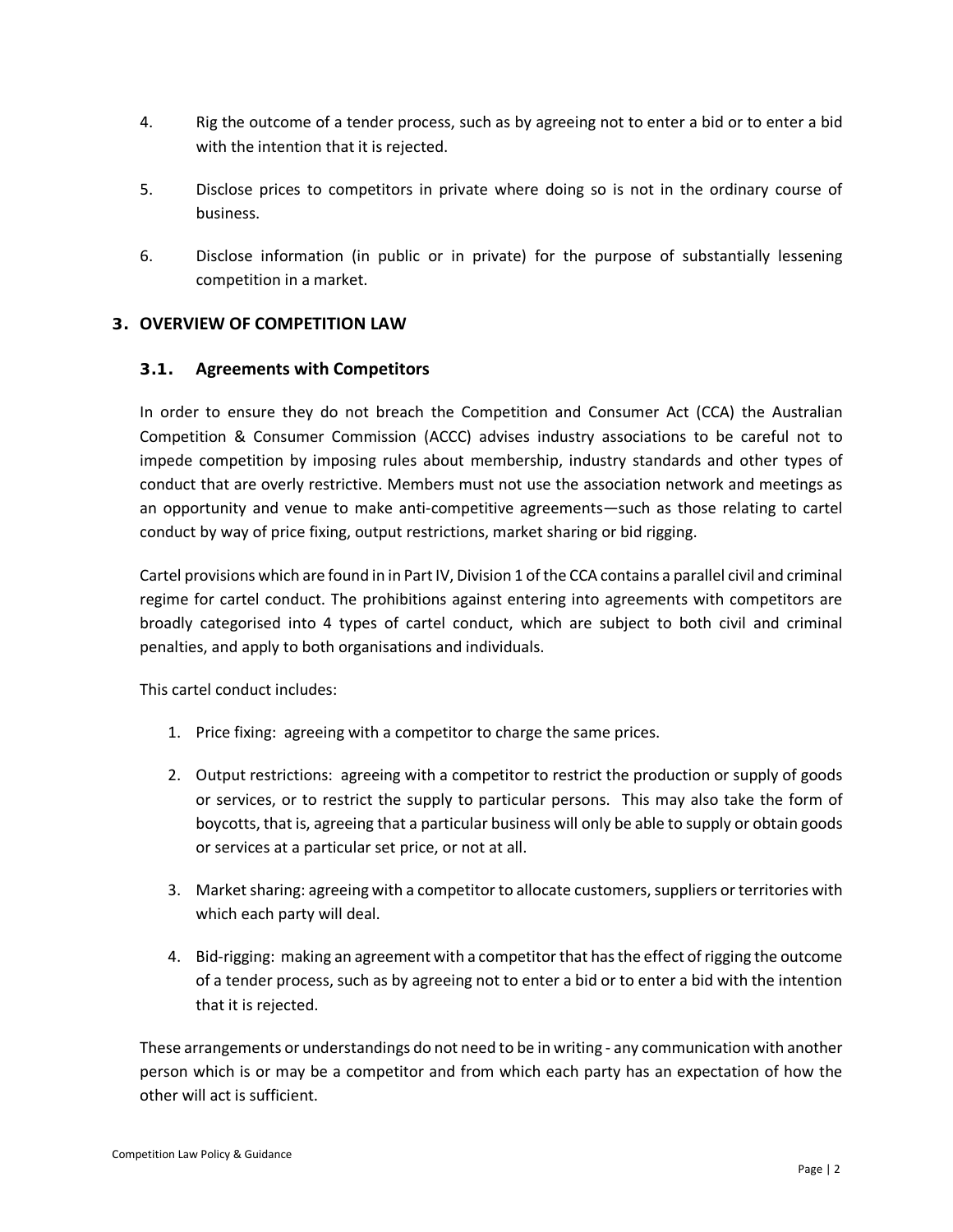4. Rig the outcome of a tender process, such as by agreeing not to enter a bid or to enter a bid with the intention that it is rejected.

5. Disclose prices to competitors in private where doing so is not in the ordinary course of business.

6. Disclose information (in public or in private) for the purpose of substantially lessening competition in a market.

## 3. OVERVIEW OF COMPETITION LAW

### 3.1. Agreements with Competitors

In order to ensure they do not breach the Competition and Consumer Act (CCA) the Australian Competition & Consumer Commission (ACCC) advises industry associations to be careful not to impede competition by imposing rules about membership, industry standards and other types of conduct that are overly restrictive. Members must not use the association network and meetings as an opportunity and venue to make anti-competitive agreements—such as those relating to cartel conduct by way of price fixing, output restrictions, market sharing or bid rigging.

Cartel provisions which are found in in Part IV, Division 1 of the CCA contains a parallel civil and criminal regime for cartel conduct. The prohibitions against entering into agreements with competitors are broadly categorised into 4 types of cartel conduct, which are subject to both civil and criminal penalties, and apply to both organisations and individuals.

This cartel conduct includes:

1. Price fixing: agreeing with a competitor to charge the same prices.
2. Output restrictions: agreeing with a competitor to restrict the production or supply of goods or services, or to restrict the supply to particular persons. This may also take the form of boycotts, that is, agreeing that a particular business will only be able to supply or obtain goods or services at a particular set price, or not at all.
3. Market sharing: agreeing with a competitor to allocate customers, suppliers or territories with which each party will deal.
4. Bid-rigging: making an agreement with a competitor that has the effect of rigging the outcome of a tender process, such as by agreeing not to enter a bid or to enter a bid with the intention that it is rejected.

These arrangements or understandings do not need to be in writing - any communication with another person which is or may be a competitor and from which each party has an expectation of how the other will act is sufficient.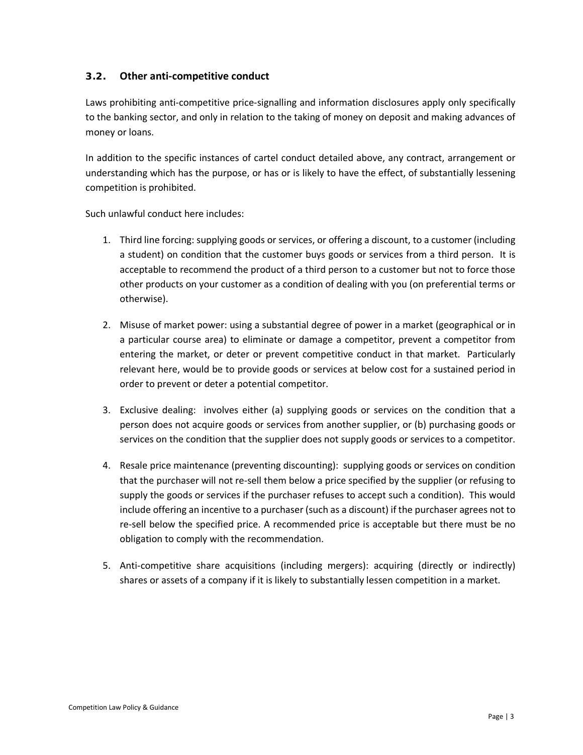### 3.2. Other anti-competitive conduct

Laws prohibiting anti-competitive price-signalling and information disclosures apply only specifically to the banking sector, and only in relation to the taking of money on deposit and making advances of money or loans.

In addition to the specific instances of cartel conduct detailed above, any contract, arrangement or understanding which has the purpose, or has or is likely to have the effect, of substantially lessening competition is prohibited.

Such unlawful conduct here includes:

1. Third line forcing: supplying goods or services, or offering a discount, to a customer (including a student) on condition that the customer buys goods or services from a third person. It is acceptable to recommend the product of a third person to a customer but not to force those other products on your customer as a condition of dealing with you (on preferential terms or otherwise).

2. Misuse of market power: using a substantial degree of power in a market (geographical or in a particular course area) to eliminate or damage a competitor, prevent a competitor from entering the market, or deter or prevent competitive conduct in that market. Particularly relevant here, would be to provide goods or services at below cost for a sustained period in order to prevent or deter a potential competitor.

3. Exclusive dealing: involves either (a) supplying goods or services on the condition that a person does not acquire goods or services from another supplier, or (b) purchasing goods or services on the condition that the supplier does not supply goods or services to a competitor.

4. Resale price maintenance (preventing discounting): supplying goods or services on condition that the purchaser will not re-sell them below a price specified by the supplier (or refusing to supply the goods or services if the purchaser refuses to accept such a condition). This would include offering an incentive to a purchaser (such as a discount) if the purchaser agrees not to re-sell below the specified price. A recommended price is acceptable but there must be no obligation to comply with the recommendation.

5. Anti-competitive share acquisitions (including mergers): acquiring (directly or indirectly) shares or assets of a company if it is likely to substantially lessen competition in a market.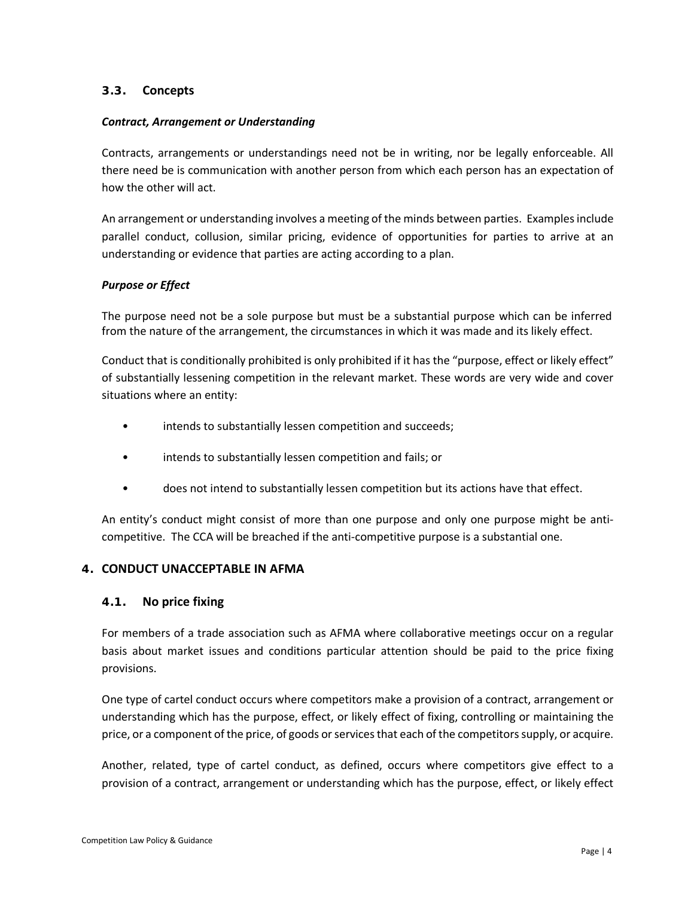### 3.3. Concepts

***Contract, Arrangement or Understanding***

Contracts, arrangements or understandings need not be in writing, nor be legally enforceable. All there need be is communication with another person from which each person has an expectation of how the other will act.

An arrangement or understanding involves a meeting of the minds between parties. Examples include parallel conduct, collusion, similar pricing, evidence of opportunities for parties to arrive at an understanding or evidence that parties are acting according to a plan.

***Purpose or Effect***

The purpose need not be a sole purpose but must be a substantial purpose which can be inferred from the nature of the arrangement, the circumstances in which it was made and its likely effect.

Conduct that is conditionally prohibited is only prohibited if it has the "purpose, effect or likely effect" of substantially lessening competition in the relevant market. These words are very wide and cover situations where an entity:

- intends to substantially lessen competition and succeeds;
- intends to substantially lessen competition and fails; or
- does not intend to substantially lessen competition but its actions have that effect.

An entity's conduct might consist of more than one purpose and only one purpose might be anti-competitive. The CCA will be breached if the anti-competitive purpose is a substantial one.

## 4. CONDUCT UNACCEPTABLE IN AFMA

### 4.1. No price fixing

For members of a trade association such as AFMA where collaborative meetings occur on a regular basis about market issues and conditions particular attention should be paid to the price fixing provisions.

One type of cartel conduct occurs where competitors make a provision of a contract, arrangement or understanding which has the purpose, effect, or likely effect of fixing, controlling or maintaining the price, or a component of the price, of goods or services that each of the competitors supply, or acquire.

Another, related, type of cartel conduct, as defined, occurs where competitors give effect to a provision of a contract, arrangement or understanding which has the purpose, effect, or likely effect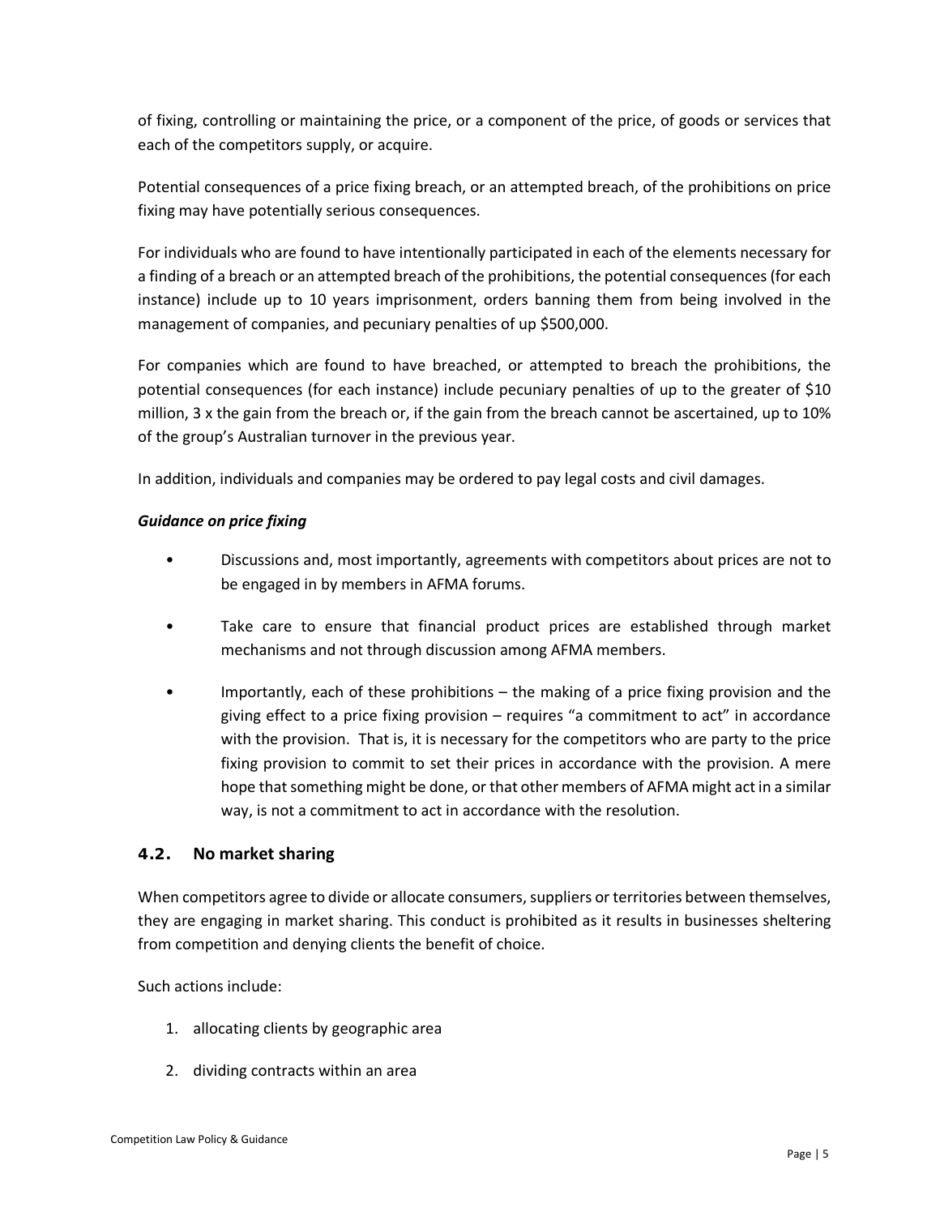of fixing, controlling or maintaining the price, or a component of the price, of goods or services that each of the competitors supply, or acquire.

Potential consequences of a price fixing breach, or an attempted breach, of the prohibitions on price fixing may have potentially serious consequences.

For individuals who are found to have intentionally participated in each of the elements necessary for a finding of a breach or an attempted breach of the prohibitions, the potential consequences (for each instance) include up to 10 years imprisonment, orders banning them from being involved in the management of companies, and pecuniary penalties of up $500,000.

For companies which are found to have breached, or attempted to breach the prohibitions, the potential consequences (for each instance) include pecuniary penalties of up to the greater of $10 million, 3 x the gain from the breach or, if the gain from the breach cannot be ascertained, up to 10% of the group's Australian turnover in the previous year.

In addition, individuals and companies may be ordered to pay legal costs and civil damages.

***Guidance on price fixing***

- Discussions and, most importantly, agreements with competitors about prices are not to be engaged in by members in AFMA forums.
- Take care to ensure that financial product prices are established through market mechanisms and not through discussion among AFMA members.
- Importantly, each of these prohibitions – the making of a price fixing provision and the giving effect to a price fixing provision – requires "a commitment to act" in accordance with the provision. That is, it is necessary for the competitors who are party to the price fixing provision to commit to set their prices in accordance with the provision. A mere hope that something might be done, or that other members of AFMA might act in a similar way, is not a commitment to act in accordance with the resolution.

### 4.2. No market sharing

When competitors agree to divide or allocate consumers, suppliers or territories between themselves, they are engaging in market sharing. This conduct is prohibited as it results in businesses sheltering from competition and denying clients the benefit of choice.

Such actions include:

1. allocating clients by geographic area
2. dividing contracts within an area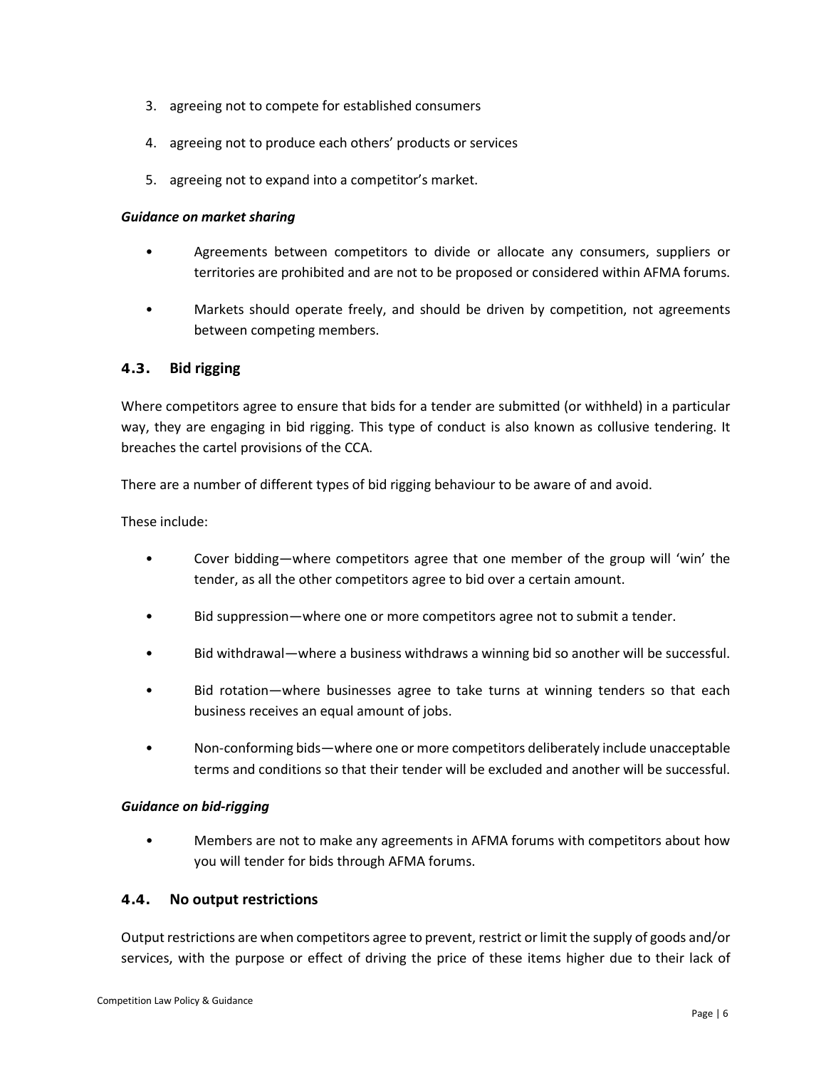3. agreeing not to compete for established consumers
4. agreeing not to produce each others' products or services
5. agreeing not to expand into a competitor's market.

***Guidance on market sharing***

- Agreements between competitors to divide or allocate any consumers, suppliers or territories are prohibited and are not to be proposed or considered within AFMA forums.
- Markets should operate freely, and should be driven by competition, not agreements between competing members.

### 4.3. Bid rigging

Where competitors agree to ensure that bids for a tender are submitted (or withheld) in a particular way, they are engaging in bid rigging. This type of conduct is also known as collusive tendering. It breaches the cartel provisions of the CCA.

There are a number of different types of bid rigging behaviour to be aware of and avoid.

These include:

- Cover bidding—where competitors agree that one member of the group will 'win' the tender, as all the other competitors agree to bid over a certain amount.
- Bid suppression—where one or more competitors agree not to submit a tender.
- Bid withdrawal—where a business withdraws a winning bid so another will be successful.
- Bid rotation—where businesses agree to take turns at winning tenders so that each business receives an equal amount of jobs.
- Non-conforming bids—where one or more competitors deliberately include unacceptable terms and conditions so that their tender will be excluded and another will be successful.

***Guidance on bid-rigging***

- Members are not to make any agreements in AFMA forums with competitors about how you will tender for bids through AFMA forums.

### 4.4. No output restrictions

Output restrictions are when competitors agree to prevent, restrict or limit the supply of goods and/or services, with the purpose or effect of driving the price of these items higher due to their lack of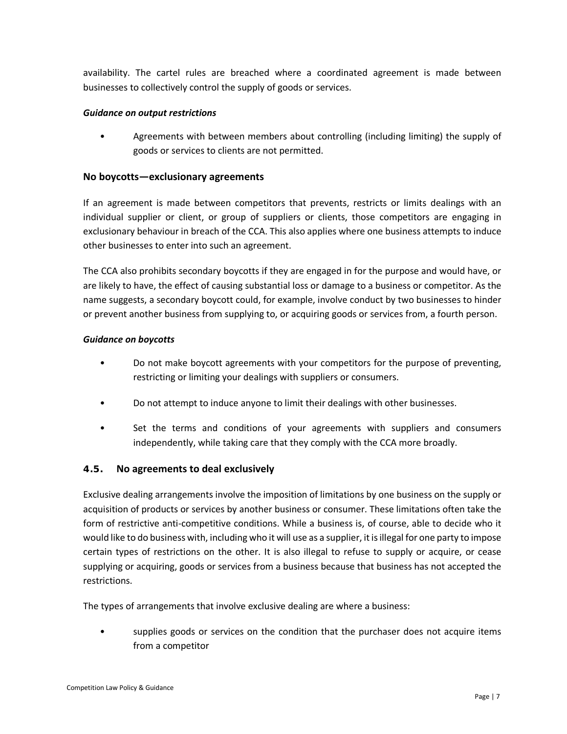availability. The cartel rules are breached where a coordinated agreement is made between businesses to collectively control the supply of goods or services.

***Guidance on output restrictions***

- Agreements with between members about controlling (including limiting) the supply of goods or services to clients are not permitted.

### No boycotts—exclusionary agreements

If an agreement is made between competitors that prevents, restricts or limits dealings with an individual supplier or client, or group of suppliers or clients, those competitors are engaging in exclusionary behaviour in breach of the CCA. This also applies where one business attempts to induce other businesses to enter into such an agreement.

The CCA also prohibits secondary boycotts if they are engaged in for the purpose and would have, or are likely to have, the effect of causing substantial loss or damage to a business or competitor. As the name suggests, a secondary boycott could, for example, involve conduct by two businesses to hinder or prevent another business from supplying to, or acquiring goods or services from, a fourth person.

***Guidance on boycotts***

- Do not make boycott agreements with your competitors for the purpose of preventing, restricting or limiting your dealings with suppliers or consumers.
- Do not attempt to induce anyone to limit their dealings with other businesses.
- Set the terms and conditions of your agreements with suppliers and consumers independently, while taking care that they comply with the CCA more broadly.

## 4.5. No agreements to deal exclusively

Exclusive dealing arrangements involve the imposition of limitations by one business on the supply or acquisition of products or services by another business or consumer. These limitations often take the form of restrictive anti-competitive conditions. While a business is, of course, able to decide who it would like to do business with, including who it will use as a supplier, it is illegal for one party to impose certain types of restrictions on the other. It is also illegal to refuse to supply or acquire, or cease supplying or acquiring, goods or services from a business because that business has not accepted the restrictions.

The types of arrangements that involve exclusive dealing are where a business:

- supplies goods or services on the condition that the purchaser does not acquire items from a competitor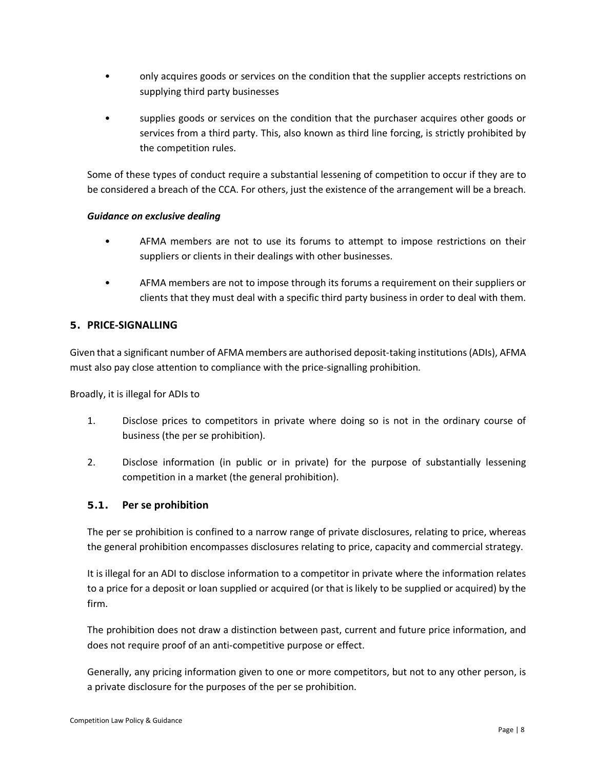- only acquires goods or services on the condition that the supplier accepts restrictions on supplying third party businesses
- supplies goods or services on the condition that the purchaser acquires other goods or services from a third party. This, also known as third line forcing, is strictly prohibited by the competition rules.

Some of these types of conduct require a substantial lessening of competition to occur if they are to be considered a breach of the CCA. For others, just the existence of the arrangement will be a breach.

***Guidance on exclusive dealing***

- AFMA members are not to use its forums to attempt to impose restrictions on their suppliers or clients in their dealings with other businesses.
- AFMA members are not to impose through its forums a requirement on their suppliers or clients that they must deal with a specific third party business in order to deal with them.

## 5. PRICE-SIGNALLING

Given that a significant number of AFMA members are authorised deposit-taking institutions (ADIs), AFMA must also pay close attention to compliance with the price-signalling prohibition.

Broadly, it is illegal for ADIs to

1. Disclose prices to competitors in private where doing so is not in the ordinary course of business (the per se prohibition).
2. Disclose information (in public or in private) for the purpose of substantially lessening competition in a market (the general prohibition).

### 5.1. Per se prohibition

The per se prohibition is confined to a narrow range of private disclosures, relating to price, whereas the general prohibition encompasses disclosures relating to price, capacity and commercial strategy.

It is illegal for an ADI to disclose information to a competitor in private where the information relates to a price for a deposit or loan supplied or acquired (or that is likely to be supplied or acquired) by the firm.

The prohibition does not draw a distinction between past, current and future price information, and does not require proof of an anti-competitive purpose or effect.

Generally, any pricing information given to one or more competitors, but not to any other person, is a private disclosure for the purposes of the per se prohibition.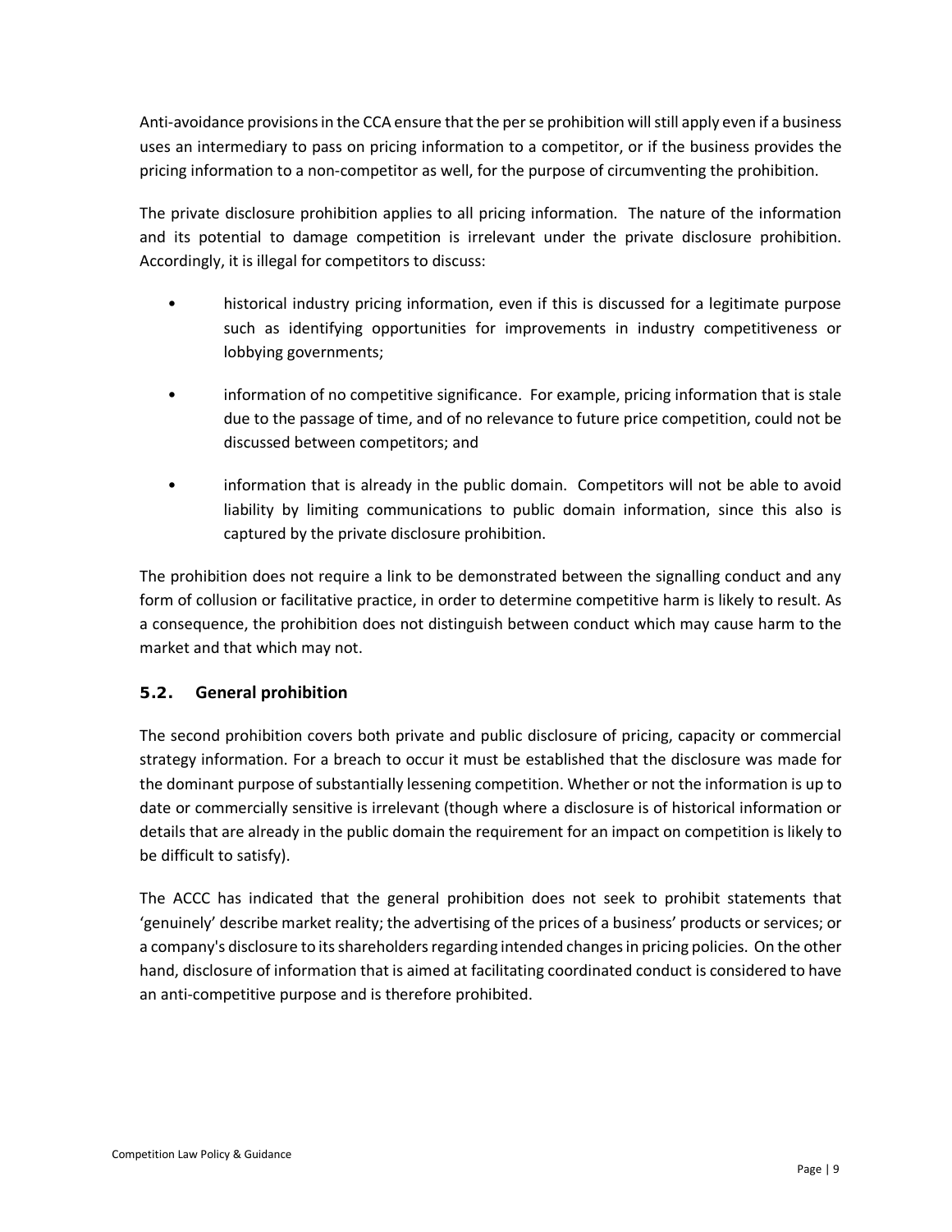Anti-avoidance provisions in the CCA ensure that the per se prohibition will still apply even if a business uses an intermediary to pass on pricing information to a competitor, or if the business provides the pricing information to a non-competitor as well, for the purpose of circumventing the prohibition.

The private disclosure prohibition applies to all pricing information. The nature of the information and its potential to damage competition is irrelevant under the private disclosure prohibition. Accordingly, it is illegal for competitors to discuss:

- historical industry pricing information, even if this is discussed for a legitimate purpose such as identifying opportunities for improvements in industry competitiveness or lobbying governments;
- information of no competitive significance. For example, pricing information that is stale due to the passage of time, and of no relevance to future price competition, could not be discussed between competitors; and
- information that is already in the public domain. Competitors will not be able to avoid liability by limiting communications to public domain information, since this also is captured by the private disclosure prohibition.

The prohibition does not require a link to be demonstrated between the signalling conduct and any form of collusion or facilitative practice, in order to determine competitive harm is likely to result. As a consequence, the prohibition does not distinguish between conduct which may cause harm to the market and that which may not.

### 5.2. General prohibition

The second prohibition covers both private and public disclosure of pricing, capacity or commercial strategy information. For a breach to occur it must be established that the disclosure was made for the dominant purpose of substantially lessening competition. Whether or not the information is up to date or commercially sensitive is irrelevant (though where a disclosure is of historical information or details that are already in the public domain the requirement for an impact on competition is likely to be difficult to satisfy).

The ACCC has indicated that the general prohibition does not seek to prohibit statements that 'genuinely' describe market reality; the advertising of the prices of a business' products or services; or a company's disclosure to its shareholders regarding intended changes in pricing policies. On the other hand, disclosure of information that is aimed at facilitating coordinated conduct is considered to have an anti-competitive purpose and is therefore prohibited.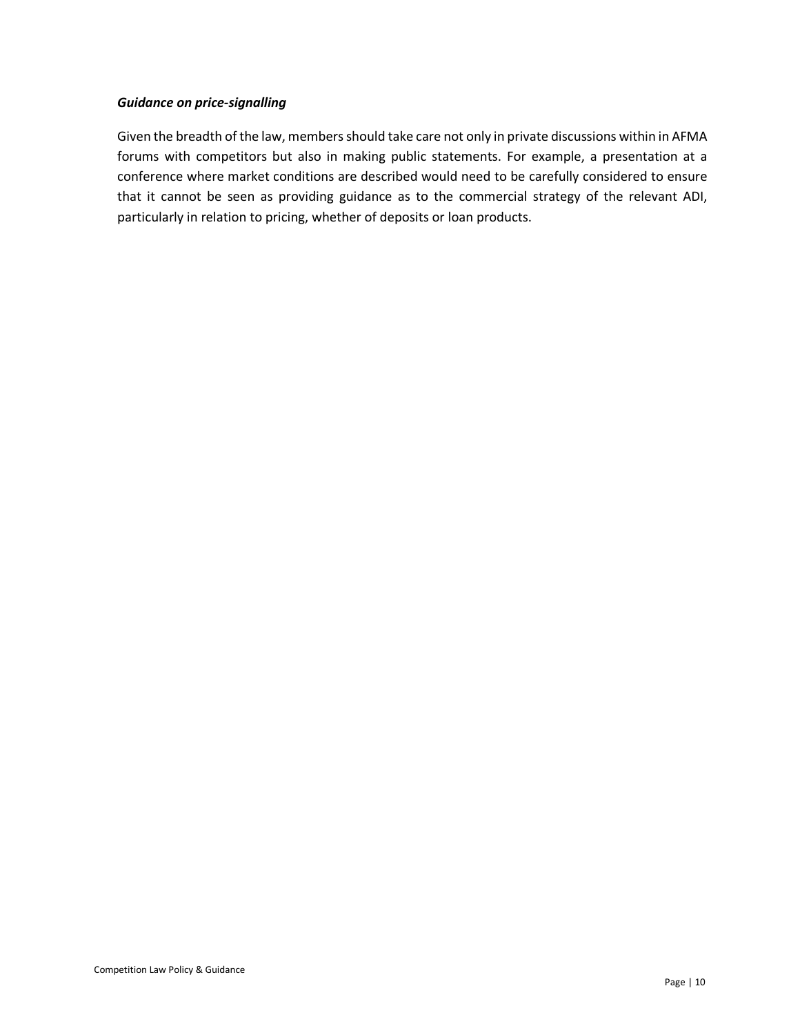### *Guidance on price-signalling*

Given the breadth of the law, members should take care not only in private discussions within in AFMA forums with competitors but also in making public statements. For example, a presentation at a conference where market conditions are described would need to be carefully considered to ensure that it cannot be seen as providing guidance as to the commercial strategy of the relevant ADI, particularly in relation to pricing, whether of deposits or loan products.